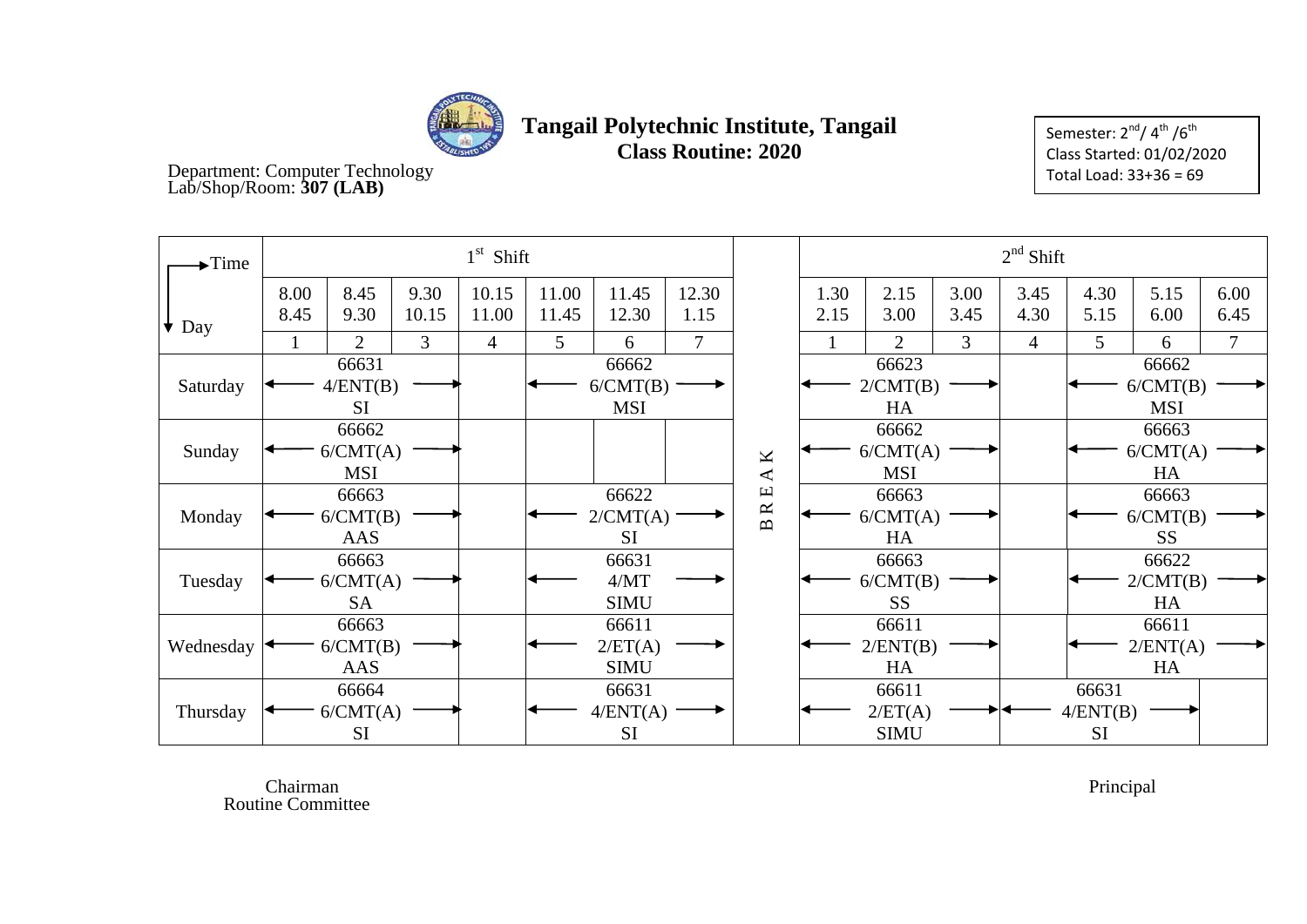# Tangail Polytechnic Institute, Tangail

## Class Routine: 2020

Department: Computer Technology
Lab/Shop/Room: **307 (LAB)**

Semester: 2nd/ 4th /6th
Class Started: 01/02/2020
Total Load: 33+36 = 69

| Time / Day | 1st Shift | | | | | | | | 2nd Shift | | | | | | |
|---|---|---|---|---|---|---|---|---|---|---|---|---|---|---|---|
| | 8.00 8.45 | 8.45 9.30 | 9.30 10.15 | 10.15 11.00 | 11.00 11.45 | 11.45 12.30 | 12.30 1.15 | | 1.30 2.15 | 2.15 3.00 | 3.00 3.45 | 3.45 4.30 | 4.30 5.15 | 5.15 6.00 | 6.00 6.45 |
| | 1 | 2 | 3 | 4 | 5 | 6 | 7 | | 1 | 2 | 3 | 4 | 5 | 6 | 7 |
| Saturday | ← | 66631 4/ENT(B) SI | → | | ← | 66662 6/CMT(B) MSI | → | B R E A K | ← | 66623 2/CMT(B) HA | → | | ← | 66662 6/CMT(B) MSI | → |
| Sunday | ← | 66662 6/CMT(A) MSI | → | | | | | | ← | 66662 6/CMT(A) MSI | → | | ← | 66663 6/CMT(A) HA | → |
| Monday | ← | 66663 6/CMT(B) AAS | → | | ← | 66622 2/CMT(A) SI | → | | ← | 66663 6/CMT(A) HA | → | | ← | 66663 6/CMT(B) SS | → |
| Tuesday | ← | 66663 6/CMT(A) SA | → | | ← | 66631 4/MT SIMU | → | | ← | 66663 6/CMT(B) SS | → | | ← | 66622 2/CMT(B) HA | → |
| Wednesday | ← | 66663 6/CMT(B) AAS | → | | ← | 66611 2/ET(A) SIMU | → | | ← | 66611 2/ENT(B) HA | → | | ← | 66611 2/ENT(A) HA | → |
| Thursday | ← | 66664 6/CMT(A) SI | → | | ← | 66631 4/ENT(A) SI | → | | ← | 66611 2/ET(A) SIMU | → | ← | 66631 4/ENT(B) SI | → | |

Chairman
Routine Committee

Principal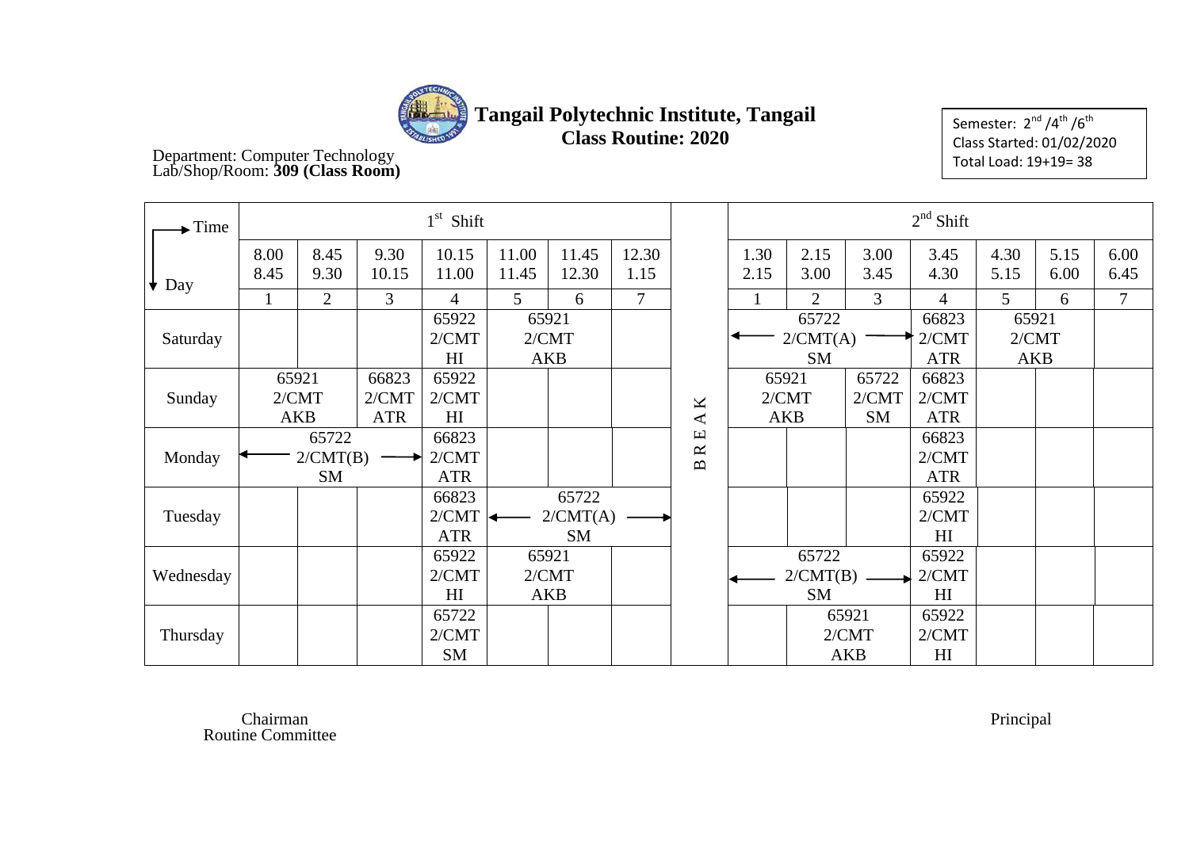# Tangail Polytechnic Institute, Tangail

## Class Routine: 2020

Department: Computer Technology
Lab/Shop/Room: **309 (Class Room)**

Semester: $2^{nd}$ /$4^{th}$ /$6^{th}$
Class Started: 01/02/2020
Total Load: 19+19= 38

| Time / Day | 1st Shift | | | | | | | | 2nd Shift | | | | | | |
|---|---|---|---|---|---|---|---|---|---|---|---|---|---|---|---|
| | 8.00 8.45 | 8.45 9.30 | 9.30 10.15 | 10.15 11.00 | 11.00 11.45 | 11.45 12.30 | 12.30 1.15 | | 1.30 2.15 | 2.15 3.00 | 3.00 3.45 | 3.45 4.30 | 4.30 5.15 | 5.15 6.00 | 6.00 6.45 |
| | 1 | 2 | 3 | 4 | 5 | 6 | 7 | | 1 | 2 | 3 | 4 | 5 | 6 | 7 |
| Saturday | | | | 65922 2/CMT HI | 65921 2/CMT AKB | | | BREAK | ← 65722 2/CMT(A) SM → | | | 66823 2/CMT ATR | 65921 2/CMT AKB | | |
| Sunday | 65921 2/CMT AKB | | 66823 2/CMT ATR | 65922 2/CMT HI | | | | | 65921 2/CMT AKB | | 65722 2/CMT SM | 66823 2/CMT ATR | | | |
| Monday | ← 65722 2/CMT(B) SM → | | | 66823 2/CMT ATR | | | | | | | | 66823 2/CMT ATR | | | |
| Tuesday | | | | 66823 2/CMT ATR | ← 65722 2/CMT(A) SM → | | | | | | | 65922 2/CMT HI | | | |
| Wednesday | | | | 65922 2/CMT HI | 65921 2/CMT AKB | | | | ← 65722 2/CMT(B) SM → | | | 65922 2/CMT HI | | | |
| Thursday | | | | 65722 2/CMT SM | | | | | | 65921 2/CMT AKB | | 65922 2/CMT HI | | | |

Chairman
Routine Committee

Principal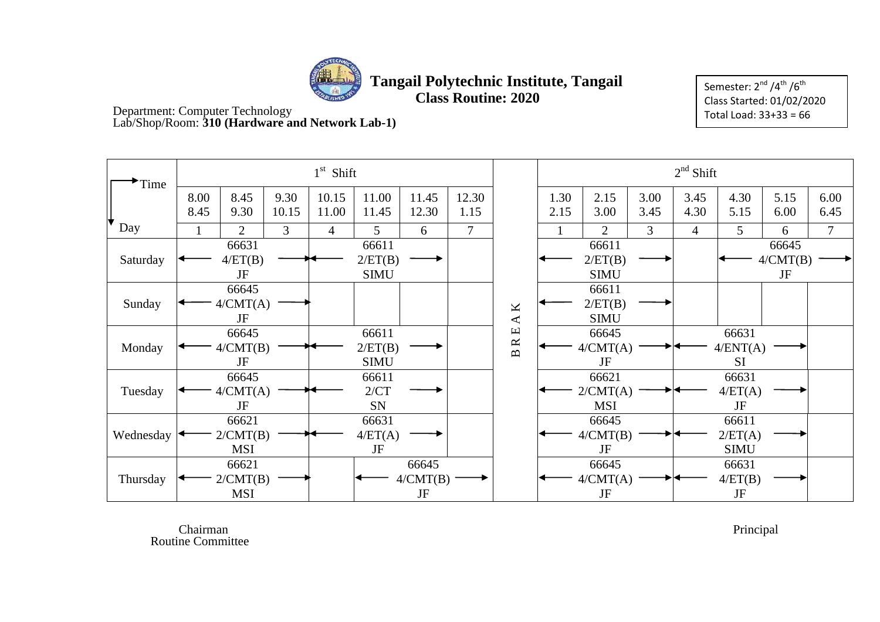# Tangail Polytechnic Institute, Tangail

## Class Routine: 2020

Department: Computer Technology
Lab/Shop/Room: **310 (Hardware and Network Lab-1)**

Semester: 2nd /4th /6th
Class Started: 01/02/2020
Total Load: 33+33 = 66

| Time / Day | 1st Shift | | | | | | | | 2nd Shift | | | | | | |
|---|---|---|---|---|---|---|---|---|---|---|---|---|---|---|---|
| | 8.00 8.45 | 8.45 9.30 | 9.30 10.15 | 10.15 11.00 | 11.00 11.45 | 11.45 12.30 | 12.30 1.15 | | 1.30 2.15 | 2.15 3.00 | 3.00 3.45 | 3.45 4.30 | 4.30 5.15 | 5.15 6.00 | 6.00 6.45 |
| | 1 | 2 | 3 | 4 | 5 | 6 | 7 | | 1 | 2 | 3 | 4 | 5 | 6 | 7 |
| Saturday | ← | 66631 4/ET(B) JF | → | ← | 66611 2/ET(B) SIMU | → | | B | ← | 66611 2/ET(B) SIMU | → | | ← | 66645 4/CMT(B) JF | → |
| Sunday | ← | 66645 4/CMT(A) JF | → | | | | | R | ← | 66611 2/ET(B) SIMU | → | | | | |
| Monday | ← | 66645 4/CMT(B) JF | → | ← | 66611 2/ET(B) SIMU | → | | E | ← | 66645 4/CMT(A) JF | → | ← | 66631 4/ENT(A) SI | → | |
| Tuesday | ← | 66645 4/CMT(A) JF | → | ← | 66611 2/CT SN | → | | A | ← | 66621 2/CMT(A) MSI | → | ← | 66631 4/ET(A) JF | → | |
| Wednesday | ← | 66621 2/CMT(B) MSI | → | ← | 66631 4/ET(A) JF | → | | K | ← | 66645 4/CMT(B) JF | → | ← | 66611 2/ET(A) SIMU | → | |
| Thursday | ← | 66621 2/CMT(B) MSI | → | | ← | 66645 4/CMT(B) JF | → | | ← | 66645 4/CMT(A) JF | → | ← | 66631 4/ET(B) JF | → | |

Chairman
Routine Committee

Principal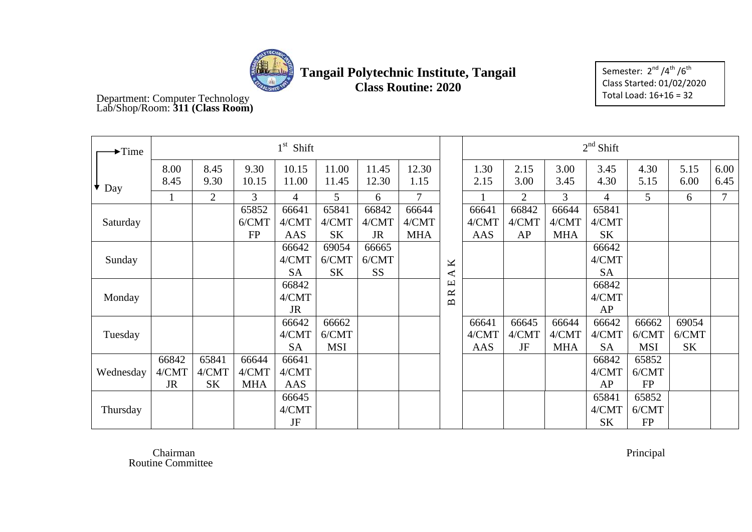# Tangail Polytechnic Institute, Tangail

## Class Routine: 2020

Semester: 2nd /4th /6th
Class Started: 01/02/2020
Total Load: 16+16 = 32

Department: Computer Technology
Lab/Shop/Room: **311 (Class Room)**

| Time → / Day ↓ | 1st Shift | | | | | | | BREAK | 2nd Shift | | | | | | |
|---|---|---|---|---|---|---|---|---|---|---|---|---|---|---|---|
| | 8.00 8.45 | 8.45 9.30 | 9.30 10.15 | 10.15 11.00 | 11.00 11.45 | 11.45 12.30 | 12.30 1.15 | | 1.30 2.15 | 2.15 3.00 | 3.00 3.45 | 3.45 4.30 | 4.30 5.15 | 5.15 6.00 | 6.00 6.45 |
| | 1 | 2 | 3 | 4 | 5 | 6 | 7 | | 1 | 2 | 3 | 4 | 5 | 6 | 7 |
| Saturday | | | 65852 6/CMT FP | 66641 4/CMT AAS | 65841 4/CMT SK | 66842 4/CMT JR | 66644 4/CMT MHA | | 66641 4/CMT AAS | 66842 4/CMT AP | 66644 4/CMT MHA | 65841 4/CMT SK | | | |
| Sunday | | | | 66642 4/CMT SA | 69054 6/CMT SK | 66665 6/CMT SS | | | | | | 66642 4/CMT SA | | | |
| Monday | | | | 66842 4/CMT JR | | | | | | | | 66842 4/CMT AP | | | |
| Tuesday | | | | 66642 4/CMT SA | 66662 6/CMT MSI | | | | 66641 4/CMT AAS | 66645 4/CMT JF | 66644 4/CMT MHA | 66642 4/CMT SA | 66662 6/CMT MSI | 69054 6/CMT SK | |
| Wednesday | 66842 4/CMT JR | 65841 4/CMT SK | 66644 4/CMT MHA | 66641 4/CMT AAS | | | | | | | | 66842 4/CMT AP | 65852 6/CMT FP | | |
| Thursday | | | | 66645 4/CMT JF | | | | | | | | 65841 4/CMT SK | 65852 6/CMT FP | | |

Chairman
Routine Committee

Principal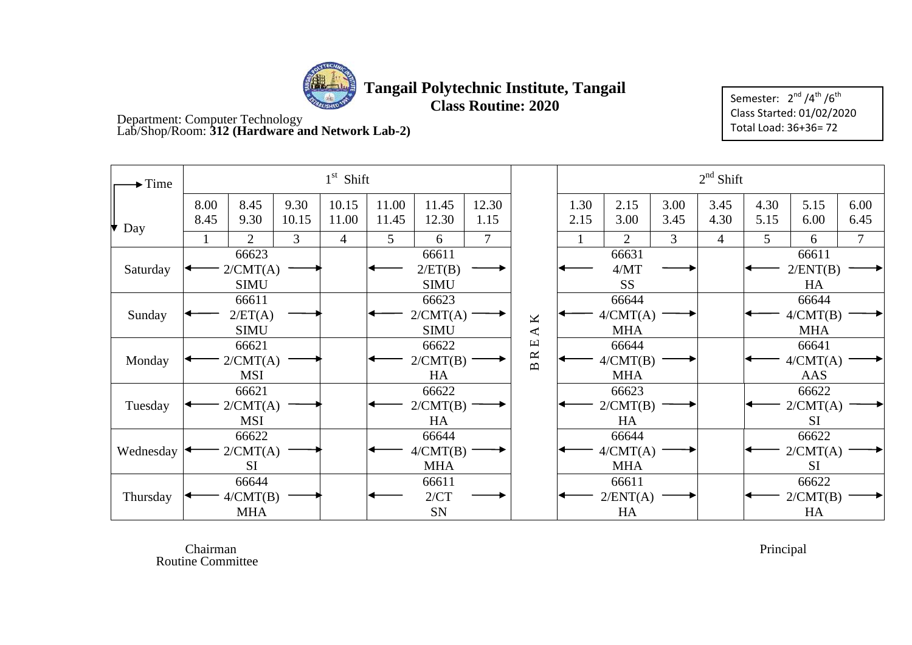# Tangail Polytechnic Institute, Tangail

## Class Routine: 2020

Department: Computer Technology
Lab/Shop/Room: **312 (Hardware and Network Lab-2)**

Semester: 2nd /4th /6th
Class Started: 01/02/2020
Total Load: 36+36= 72

| Time → / Day ↓ | 1st Shift | | | | | | | | 2nd Shift | | | | | | |
|---|---|---|---|---|---|---|---|---|---|---|---|---|---|---|---|
| | 8.00 8.45 | 8.45 9.30 | 9.30 10.15 | 10.15 11.00 | 11.00 11.45 | 11.45 12.30 | 12.30 1.15 | | 1.30 2.15 | 2.15 3.00 | 3.00 3.45 | 3.45 4.30 | 4.30 5.15 | 5.15 6.00 | 6.00 6.45 |
| | 1 | 2 | 3 | 4 | 5 | 6 | 7 | | 1 | 2 | 3 | 4 | 5 | 6 | 7 |
| Saturday | ← | 66623 2/CMT(A) SIMU | → | | ← | 66611 2/ET(B) SIMU | → | BREAK | ← | 66631 4/MT SS | → | | ← | 66611 2/ENT(B) HA | → |
| Sunday | ← | 66611 2/ET(A) SIMU | → | | ← | 66623 2/CMT(A) SIMU | → | BREAK | ← | 66644 4/CMT(A) MHA | → | | ← | 66644 4/CMT(B) MHA | → |
| Monday | ← | 66621 2/CMT(A) MSI | → | | ← | 66622 2/CMT(B) HA | → | BREAK | ← | 66644 4/CMT(B) MHA | → | | ← | 66641 4/CMT(A) AAS | → |
| Tuesday | ← | 66621 2/CMT(A) MSI | → | | ← | 66622 2/CMT(B) HA | → | BREAK | ← | 66623 2/CMT(B) HA | → | | ← | 66622 2/CMT(A) SI | → |
| Wednesday | ← | 66622 2/CMT(A) SI | → | | ← | 66644 4/CMT(B) MHA | → | BREAK | ← | 66644 4/CMT(A) MHA | → | | ← | 66622 2/CMT(A) SI | → |
| Thursday | ← | 66644 4/CMT(B) MHA | → | | ← | 66611 2/CT SN | → | BREAK | ← | 66611 2/ENT(A) HA | → | | ← | 66622 2/CMT(B) HA | → |

Chairman
Routine Committee

Principal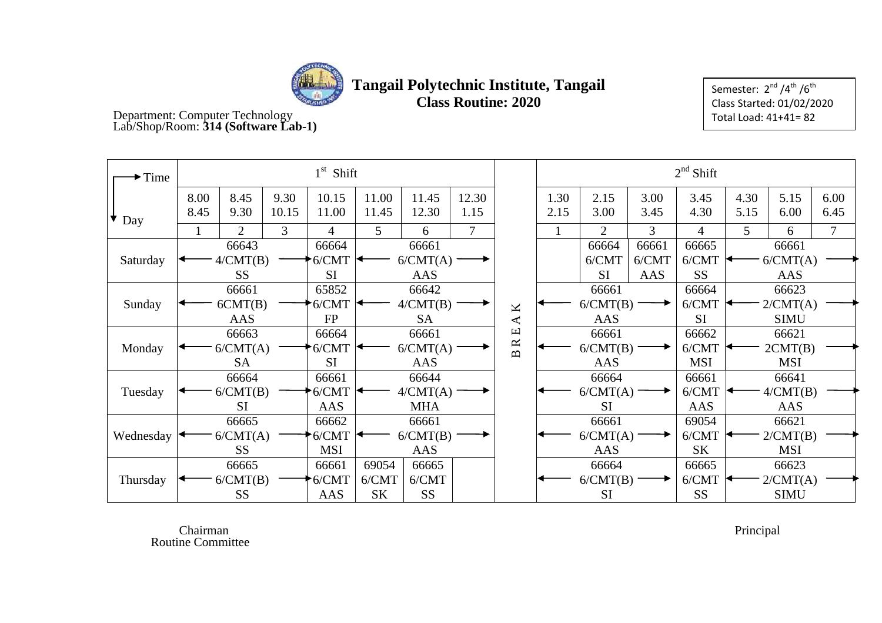# Tangail Polytechnic Institute, Tangail

## Class Routine: 2020

Department: Computer Technology
Lab/Shop/Room: **314 (Software Lab-1)**

Semester: 2nd /4th /6th
Class Started: 01/02/2020
Total Load: 41+41= 82

| Time / Day | 1st Shift | | | | | | | | 2nd Shift | | | | | | |
|---|---|---|---|---|---|---|---|---|---|---|---|---|---|---|---|
| | 8.00 8.45 | 8.45 9.30 | 9.30 10.15 | 10.15 11.00 | 11.00 11.45 | 11.45 12.30 | 12.30 1.15 | | 1.30 2.15 | 2.15 3.00 | 3.00 3.45 | 3.45 4.30 | 4.30 5.15 | 5.15 6.00 | 6.00 6.45 |
| | 1 | 2 | 3 | 4 | 5 | 6 | 7 | | 1 | 2 | 3 | 4 | 5 | 6 | 7 |
| Saturday | 66643 4/CMT(B) SS (1–3) | | | 66664 6/CMT SI | 66661 6/CMT(A) AAS (5–7) | | | BREAK | | 66664 6/CMT SI | 66661 6/CMT AAS | 66665 6/CMT SS | 66661 6/CMT(A) AAS (5–7) | | |
| Sunday | 66661 6CMT(B) AAS (1–3) | | | 65852 6/CMT FP | 66642 4/CMT(B) SA (5–7) | | | BREAK | 66661 6/CMT(B) AAS (1–3) | | | 66664 6/CMT SI | 66623 2/CMT(A) SIMU (5–7) | | |
| Monday | 66663 6/CMT(A) SA (1–3) | | | 66664 6/CMT SI | 66661 6/CMT(A) AAS (5–7) | | | BREAK | 66661 6/CMT(B) AAS (1–3) | | | 66662 6/CMT MSI | 66621 2CMT(B) MSI (5–7) | | |
| Tuesday | 66664 6/CMT(B) SI (1–3) | | | 66661 6/CMT AAS | 66644 4/CMT(A) MHA (5–7) | | | BREAK | 66664 6/CMT(A) SI (1–3) | | | 66661 6/CMT AAS | 66641 4/CMT(B) AAS (5–7) | | |
| Wednesday | 66665 6/CMT(A) SS (1–3) | | | 66662 6/CMT MSI | 66661 6/CMT(B) AAS (5–7) | | | BREAK | 66661 6/CMT(A) AAS (1–3) | | | 69054 6/CMT SK | 66621 2/CMT(B) MSI (5–7) | | |
| Thursday | 66665 6/CMT(B) SS (1–3) | | | 66661 6/CMT AAS | 69054 6/CMT SK | 66665 6/CMT SS | | BREAK | 66664 6/CMT(B) SI (1–3) | | | 66665 6/CMT SS | 66623 2/CMT(A) SIMU (5–7) | | |

Chairman
Routine Committee

Principal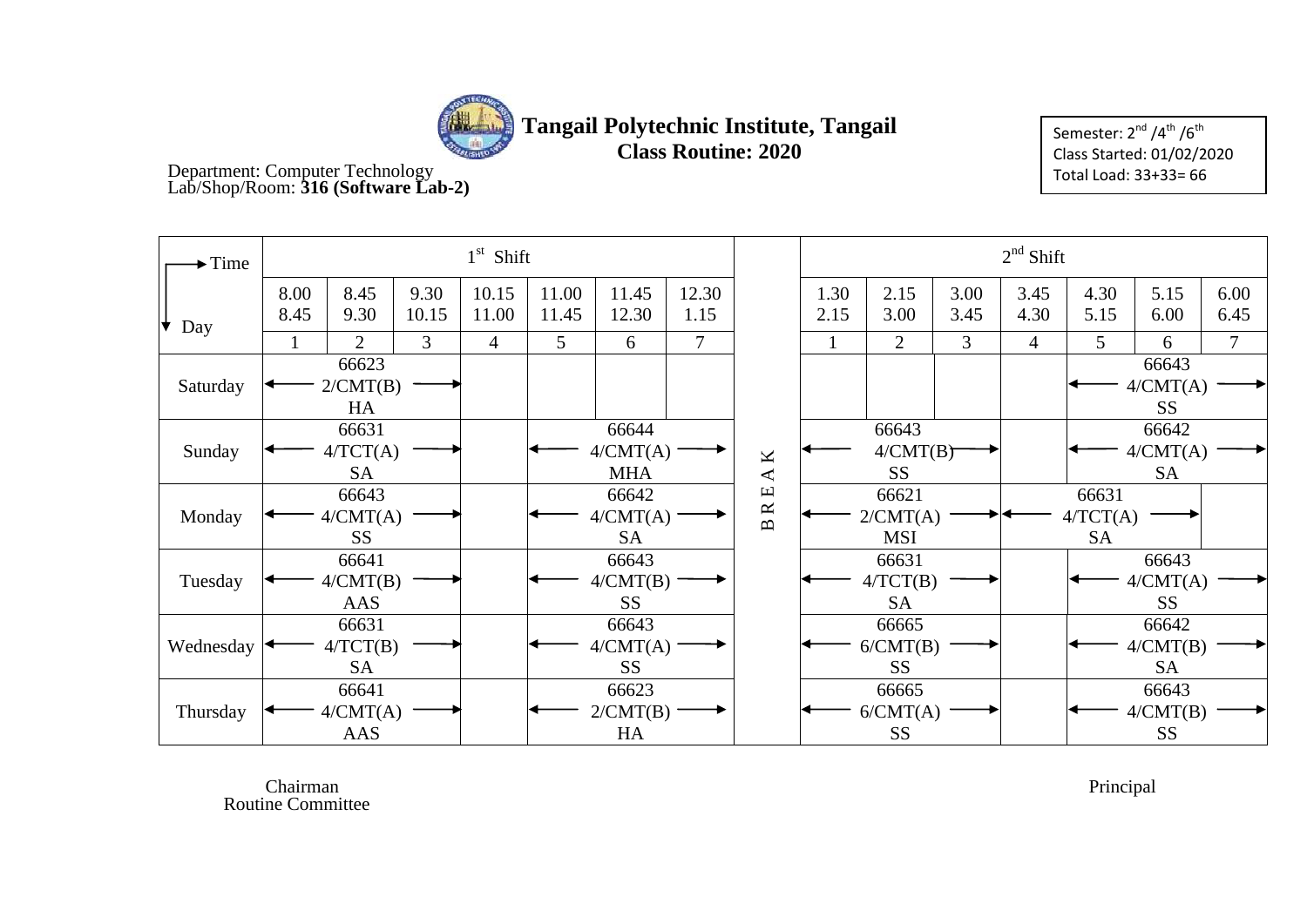# Tangail Polytechnic Institute, Tangail

**Class Routine: 2020**

Department: Computer Technology
Lab/Shop/Room: **316 (Software Lab-2)**

Semester: 2nd /4th /6th
Class Started: 01/02/2020
Total Load: 33+33= 66

| Time / Day | 1st Shift | | | | | | | | 2nd Shift | | | | | | |
|---|---|---|---|---|---|---|---|---|---|---|---|---|---|---|---|
| | 8.00 8.45 | 8.45 9.30 | 9.30 10.15 | 10.15 11.00 | 11.00 11.45 | 11.45 12.30 | 12.30 1.15 | | 1.30 2.15 | 2.15 3.00 | 3.00 3.45 | 3.45 4.30 | 4.30 5.15 | 5.15 6.00 | 6.00 6.45 |
| | 1 | 2 | 3 | 4 | 5 | 6 | 7 | | 1 | 2 | 3 | 4 | 5 | 6 | 7 |
| Saturday | ← | 66623 2/CMT(B) HA | → | | | | | BREAK | | | | | ← | 66643 4/CMT(A) SS | → |
| Sunday | ← | 66631 4/TCT(A) SA | → | | ← | 66644 4/CMT(A) MHA | → | | ← | 66643 4/CMT(B) SS | → | | ← | 66642 4/CMT(A) SA | → |
| Monday | ← | 66643 4/CMT(A) SS | → | | ← | 66642 4/CMT(A) SA | → | | ← | 66621 2/CMT(A) MSI | → | ← | 66631 4/TCT(A) SA | → | |
| Tuesday | ← | 66641 4/CMT(B) AAS | → | | ← | 66643 4/CMT(B) SS | → | | ← | 66631 4/TCT(B) SA | → | | ← | 66643 4/CMT(A) SS | → |
| Wednesday | ← | 66631 4/TCT(B) SA | → | | ← | 66643 4/CMT(A) SS | → | | ← | 66665 6/CMT(B) SS | → | | ← | 66642 4/CMT(B) SA | → |
| Thursday | ← | 66641 4/CMT(A) AAS | → | | ← | 66623 2/CMT(B) HA | → | | ← | 66665 6/CMT(A) SS | → | | ← | 66643 4/CMT(B) SS | → |

Chairman
Routine Committee

Principal